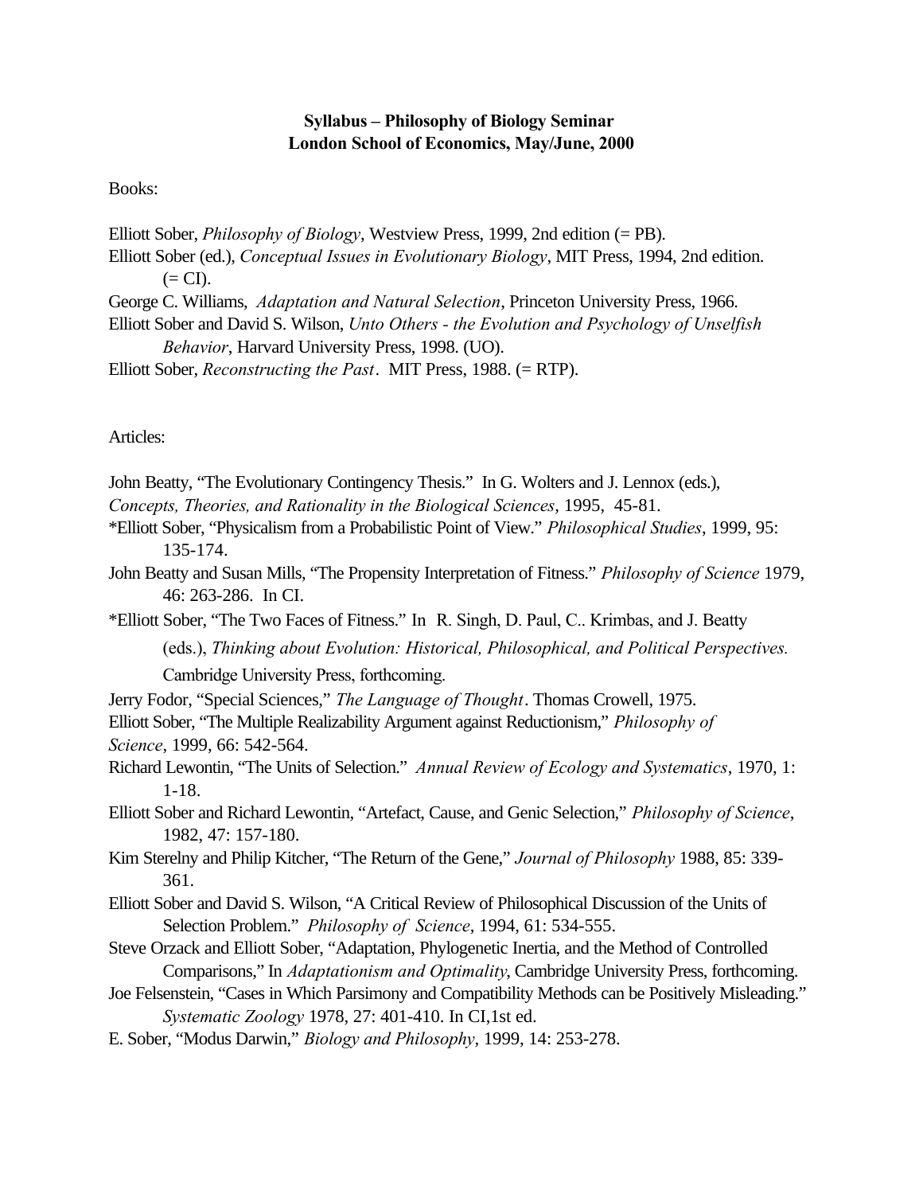**Syllabus – Philosophy of Biology Seminar**
**London School of Economics, May/June, 2000**

Books:

Elliott Sober, *Philosophy of Biology*, Westview Press, 1999, 2nd edition (= PB).
Elliott Sober (ed.), *Conceptual Issues in Evolutionary Biology*, MIT Press, 1994, 2nd edition. (= CI).
George C. Williams, *Adaptation and Natural Selection*, Princeton University Press, 1966.
Elliott Sober and David S. Wilson, *Unto Others - the Evolution and Psychology of Unselfish Behavior*, Harvard University Press, 1998. (UO).
Elliott Sober, *Reconstructing the Past*. MIT Press, 1988. (= RTP).

Articles:

John Beatty, "The Evolutionary Contingency Thesis." In G. Wolters and J. Lennox (eds.), *Concepts, Theories, and Rationality in the Biological Sciences*, 1995, 45-81.
*Elliott Sober, "Physicalism from a Probabilistic Point of View." *Philosophical Studies*, 1999, 95: 135-174.
John Beatty and Susan Mills, "The Propensity Interpretation of Fitness." *Philosophy of Science* 1979, 46: 263-286. In CI.
*Elliott Sober, "The Two Faces of Fitness." In R. Singh, D. Paul, C.. Krimbas, and J. Beatty (eds.), *Thinking about Evolution: Historical, Philosophical, and Political Perspectives.* Cambridge University Press, forthcoming.
Jerry Fodor, "Special Sciences," *The Language of Thought*. Thomas Crowell, 1975.
Elliott Sober, "The Multiple Realizability Argument against Reductionism," *Philosophy of Science*, 1999, 66: 542-564.
Richard Lewontin, "The Units of Selection." *Annual Review of Ecology and Systematics*, 1970, 1: 1-18.
Elliott Sober and Richard Lewontin, "Artefact, Cause, and Genic Selection," *Philosophy of Science*, 1982, 47: 157-180.
Kim Sterelny and Philip Kitcher, "The Return of the Gene," *Journal of Philosophy* 1988, 85: 339-361.
Elliott Sober and David S. Wilson, "A Critical Review of Philosophical Discussion of the Units of Selection Problem." *Philosophy of Science*, 1994, 61: 534-555.
Steve Orzack and Elliott Sober, "Adaptation, Phylogenetic Inertia, and the Method of Controlled Comparisons," In *Adaptationism and Optimality*, Cambridge University Press, forthcoming.
Joe Felsenstein, "Cases in Which Parsimony and Compatibility Methods can be Positively Misleading." *Systematic Zoology* 1978, 27: 401-410. In CI,1st ed.
E. Sober, "Modus Darwin," *Biology and Philosophy*, 1999, 14: 253-278.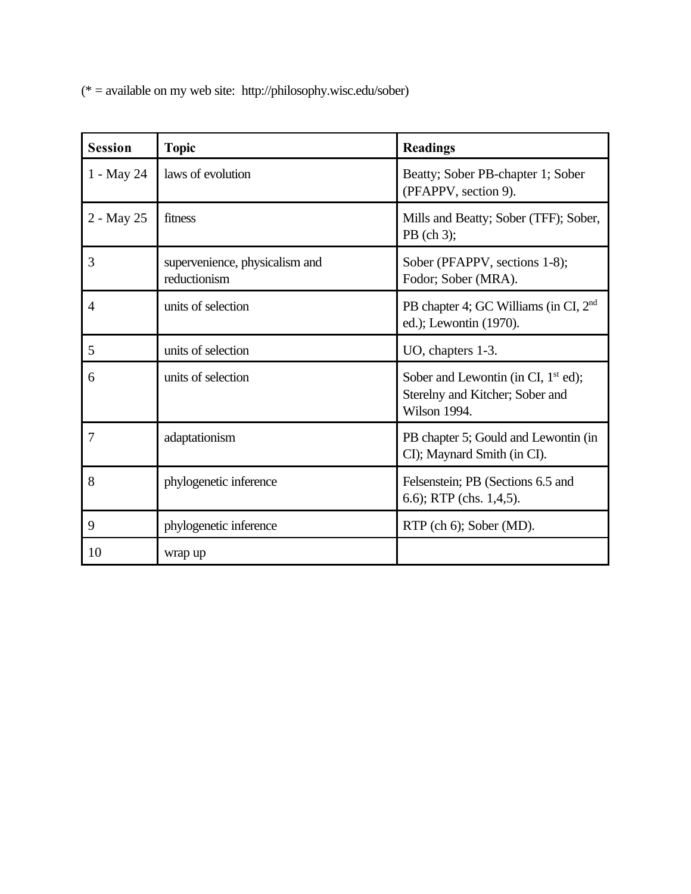(* = available on my web site: http://philosophy.wisc.edu/sober)

| Session | Topic | Readings |
|---|---|---|
| 1 - May 24 | laws of evolution | Beatty; Sober PB-chapter 1; Sober (PFAPPV, section 9). |
| 2 - May 25 | fitness | Mills and Beatty; Sober (TFF); Sober, PB (ch 3); |
| 3 | supervenience, physicalism and reductionism | Sober (PFAPPV, sections 1-8); Fodor; Sober (MRA). |
| 4 | units of selection | PB chapter 4; GC Williams (in CI, 2nd ed.); Lewontin (1970). |
| 5 | units of selection | UO, chapters 1-3. |
| 6 | units of selection | Sober and Lewontin (in CI, 1st ed); Sterelny and Kitcher; Sober and Wilson 1994. |
| 7 | adaptationism | PB chapter 5; Gould and Lewontin (in CI); Maynard Smith (in CI). |
| 8 | phylogenetic inference | Felsenstein; PB (Sections 6.5 and 6.6); RTP (chs. 1,4,5). |
| 9 | phylogenetic inference | RTP (ch 6); Sober (MD). |
| 10 | wrap up | |